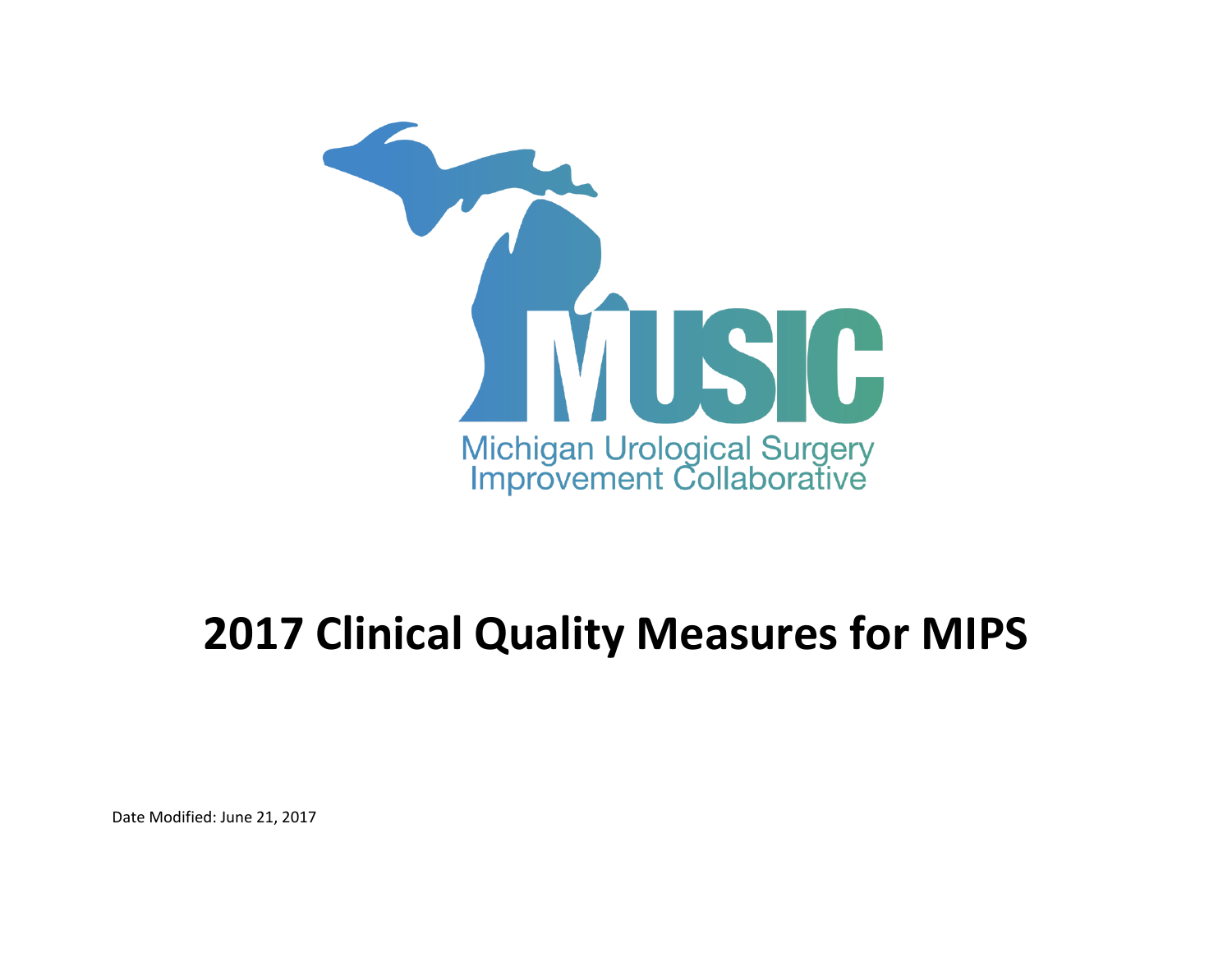MUSIC

Michigan Urological Surgery Improvement Collaborative

# 2017 Clinical Quality Measures for MIPS

Date Modified: June 21, 2017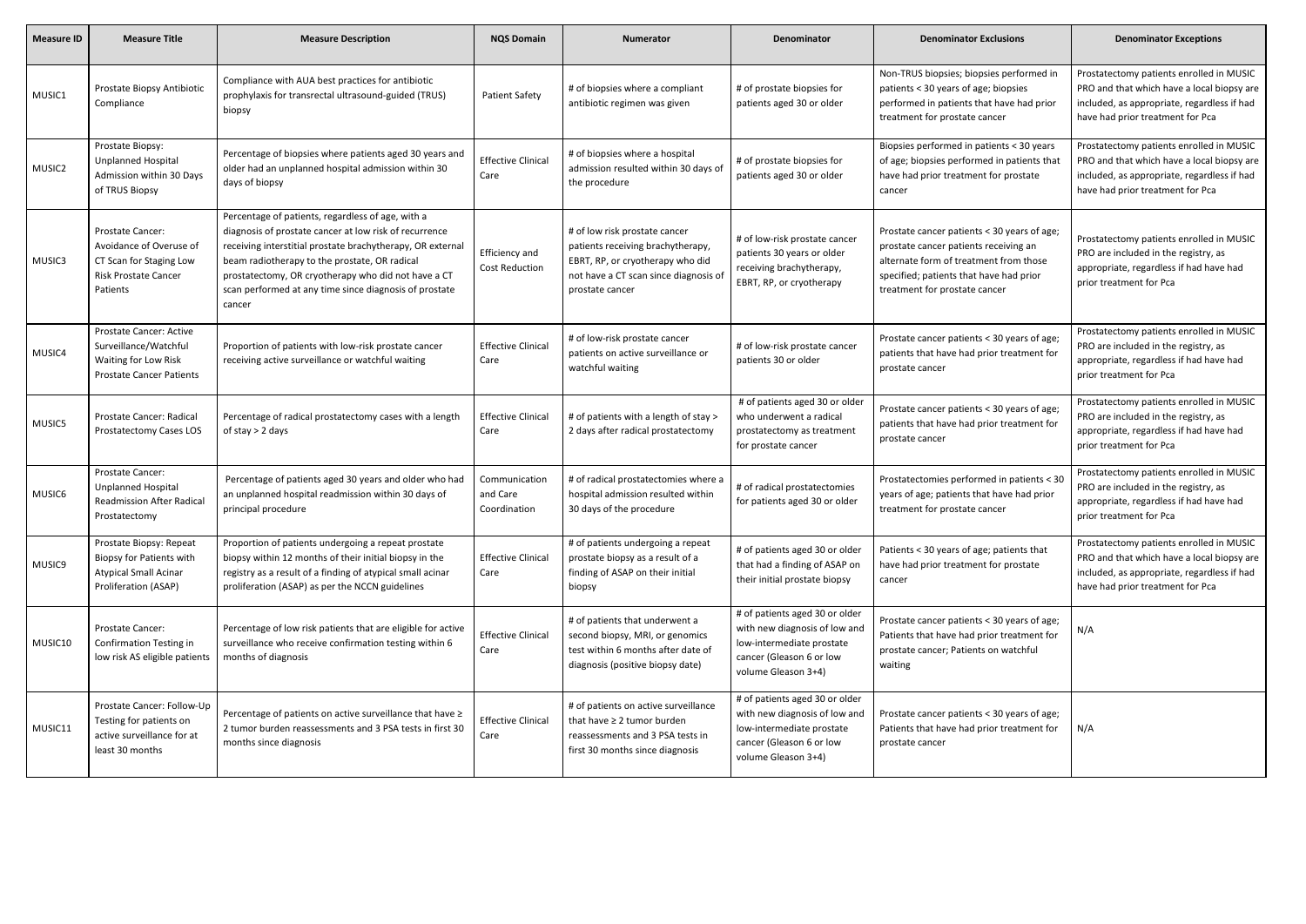| Measure ID | Measure Title | Measure Description | NQS Domain | Numerator | Denominator | Denominator Exclusions | Denominator Exceptions |
|---|---|---|---|---|---|---|---|
| MUSIC1 | Prostate Biopsy Antibiotic Compliance | Compliance with AUA best practices for antibiotic prophylaxis for transrectal ultrasound-guided (TRUS) biopsy | Patient Safety | # of biopsies where a compliant antibiotic regimen was given | # of prostate biopsies for patients aged 30 or older | Non-TRUS biopsies; biopsies performed in patients < 30 years of age; biopsies performed in patients that have had prior treatment for prostate cancer | Prostatectomy patients enrolled in MUSIC PRO and that which have a local biopsy are included, as appropriate, regardless if had have had prior treatment for Pca |
| MUSIC2 | Prostate Biopsy: Unplanned Hospital Admission within 30 Days of TRUS Biopsy | Percentage of biopsies where patients aged 30 years and older had an unplanned hospital admission within 30 days of biopsy | Effective Clinical Care | # of biopsies where a hospital admission resulted within 30 days of the procedure | # of prostate biopsies for patients aged 30 or older | Biopsies performed in patients < 30 years of age; biopsies performed in patients that have had prior treatment for prostate cancer | Prostatectomy patients enrolled in MUSIC PRO and that which have a local biopsy are included, as appropriate, regardless if had have had prior treatment for Pca |
| MUSIC3 | Prostate Cancer: Avoidance of Overuse of CT Scan for Staging Low Risk Prostate Cancer Patients | Percentage of patients, regardless of age, with a diagnosis of prostate cancer at low risk of recurrence receiving interstitial prostate brachytherapy, OR external beam radiotherapy to the prostate, OR radical prostatectomy, OR cryotherapy who did not have a CT scan performed at any time since diagnosis of prostate cancer | Efficiency and Cost Reduction | # of low risk prostate cancer patients receiving brachytherapy, EBRT, RP, or cryotherapy who did not have a CT scan since diagnosis of prostate cancer | # of low-risk prostate cancer patients 30 years or older receiving brachytherapy, EBRT, RP, or cryotherapy | Prostate cancer patients < 30 years of age; prostate cancer patients receiving an alternate form of treatment from those specified; patients that have had prior treatment for prostate cancer | Prostatectomy patients enrolled in MUSIC PRO are included in the registry, as appropriate, regardless if had have had prior treatment for Pca |
| MUSIC4 | Prostate Cancer: Active Surveillance/Watchful Waiting for Low Risk Prostate Cancer Patients | Proportion of patients with low-risk prostate cancer receiving active surveillance or watchful waiting | Effective Clinical Care | # of low-risk prostate cancer patients on active surveillance or watchful waiting | # of low-risk prostate cancer patients 30 or older | Prostate cancer patients < 30 years of age; patients that have had prior treatment for prostate cancer | Prostatectomy patients enrolled in MUSIC PRO are included in the registry, as appropriate, regardless if had have had prior treatment for Pca |
| MUSIC5 | Prostate Cancer: Radical Prostatectomy Cases LOS | Percentage of radical prostatectomy cases with a length of stay > 2 days | Effective Clinical Care | # of patients with a length of stay > 2 days after radical prostatectomy | # of patients aged 30 or older who underwent a radical prostatectomy as treatment for prostate cancer | Prostate cancer patients < 30 years of age; patients that have had prior treatment for prostate cancer | Prostatectomy patients enrolled in MUSIC PRO are included in the registry, as appropriate, regardless if had have had prior treatment for Pca |
| MUSIC6 | Prostate Cancer: Unplanned Hospital Readmission After Radical Prostatectomy | Percentage of patients aged 30 years and older who had an unplanned hospital readmission within 30 days of principal procedure | Communication and Care Coordination | # of radical prostatectomies where a hospital admission resulted within 30 days of the procedure | # of radical prostatectomies for patients aged 30 or older | Prostatectomies performed in patients < 30 years of age; patients that have had prior treatment for prostate cancer | Prostatectomy patients enrolled in MUSIC PRO are included in the registry, as appropriate, regardless if had have had prior treatment for Pca |
| MUSIC9 | Prostate Biopsy: Repeat Biopsy for Patients with Atypical Small Acinar Proliferation (ASAP) | Proportion of patients undergoing a repeat prostate biopsy within 12 months of their initial biopsy in the registry as a result of a finding of atypical small acinar proliferation (ASAP) as per the NCCN guidelines | Effective Clinical Care | # of patients undergoing a repeat prostate biopsy as a result of a finding of ASAP on their initial biopsy | # of patients aged 30 or older that had a finding of ASAP on their initial prostate biopsy | Patients < 30 years of age; patients that have had prior treatment for prostate cancer | Prostatectomy patients enrolled in MUSIC PRO and that which have a local biopsy are included, as appropriate, regardless if had have had prior treatment for Pca |
| MUSIC10 | Prostate Cancer: Confirmation Testing in low risk AS eligible patients | Percentage of low risk patients that are eligible for active surveillance who receive confirmation testing within 6 months of diagnosis | Effective Clinical Care | # of patients that underwent a second biopsy, MRI, or genomics test within 6 months after date of diagnosis (positive biopsy date) | # of patients aged 30 or older with new diagnosis of low and low-intermediate prostate cancer (Gleason 6 or low volume Gleason 3+4) | Prostate cancer patients < 30 years of age; Patients that have had prior treatment for prostate cancer; Patients on watchful waiting | N/A |
| MUSIC11 | Prostate Cancer: Follow-Up Testing for patients on active surveillance for at least 30 months | Percentage of patients on active surveillance that have ≥ 2 tumor burden reassessments and 3 PSA tests in first 30 months since diagnosis | Effective Clinical Care | # of patients on active surveillance that have ≥ 2 tumor burden reassessments and 3 PSA tests in first 30 months since diagnosis | # of patients aged 30 or older with new diagnosis of low and low-intermediate prostate cancer (Gleason 6 or low volume Gleason 3+4) | Prostate cancer patients < 30 years of age; Patients that have had prior treatment for prostate cancer | N/A |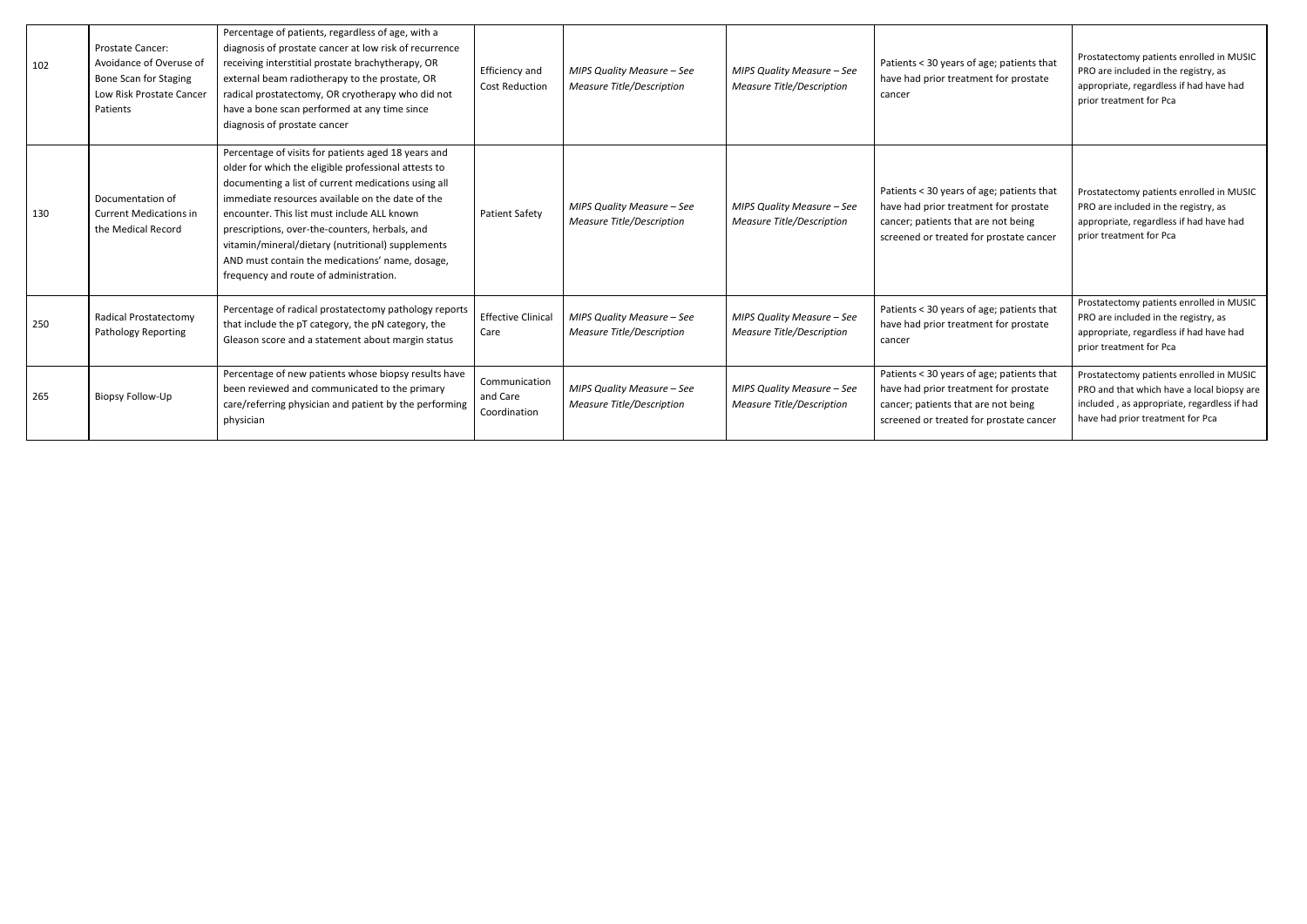| | | | | | | | |
|---|---|---|---|---|---|---|---|
| 102 | Prostate Cancer: Avoidance of Overuse of Bone Scan for Staging Low Risk Prostate Cancer Patients | Percentage of patients, regardless of age, with a diagnosis of prostate cancer at low risk of recurrence receiving interstitial prostate brachytherapy, OR external beam radiotherapy to the prostate, OR radical prostatectomy, OR cryotherapy who did not have a bone scan performed at any time since diagnosis of prostate cancer | Efficiency and Cost Reduction | *MIPS Quality Measure – See Measure Title/Description* | *MIPS Quality Measure – See Measure Title/Description* | Patients < 30 years of age; patients that have had prior treatment for prostate cancer | Prostatectomy patients enrolled in MUSIC PRO are included in the registry, as appropriate, regardless if had have had prior treatment for Pca |
| 130 | Documentation of Current Medications in the Medical Record | Percentage of visits for patients aged 18 years and older for which the eligible professional attests to documenting a list of current medications using all immediate resources available on the date of the encounter. This list must include ALL known prescriptions, over-the-counters, herbals, and vitamin/mineral/dietary (nutritional) supplements AND must contain the medications' name, dosage, frequency and route of administration. | Patient Safety | *MIPS Quality Measure – See Measure Title/Description* | *MIPS Quality Measure – See Measure Title/Description* | Patients < 30 years of age; patients that have had prior treatment for prostate cancer; patients that are not being screened or treated for prostate cancer | Prostatectomy patients enrolled in MUSIC PRO are included in the registry, as appropriate, regardless if had have had prior treatment for Pca |
| 250 | Radical Prostatectomy Pathology Reporting | Percentage of radical prostatectomy pathology reports that include the pT category, the pN category, the Gleason score and a statement about margin status | Effective Clinical Care | *MIPS Quality Measure – See Measure Title/Description* | *MIPS Quality Measure – See Measure Title/Description* | Patients < 30 years of age; patients that have had prior treatment for prostate cancer | Prostatectomy patients enrolled in MUSIC PRO are included in the registry, as appropriate, regardless if had have had prior treatment for Pca |
| 265 | Biopsy Follow-Up | Percentage of new patients whose biopsy results have been reviewed and communicated to the primary care/referring physician and patient by the performing physician | Communication and Care Coordination | *MIPS Quality Measure – See Measure Title/Description* | *MIPS Quality Measure – See Measure Title/Description* | Patients < 30 years of age; patients that have had prior treatment for prostate cancer; patients that are not being screened or treated for prostate cancer | Prostatectomy patients enrolled in MUSIC PRO and that which have a local biopsy are included , as appropriate, regardless if had have had prior treatment for Pca |